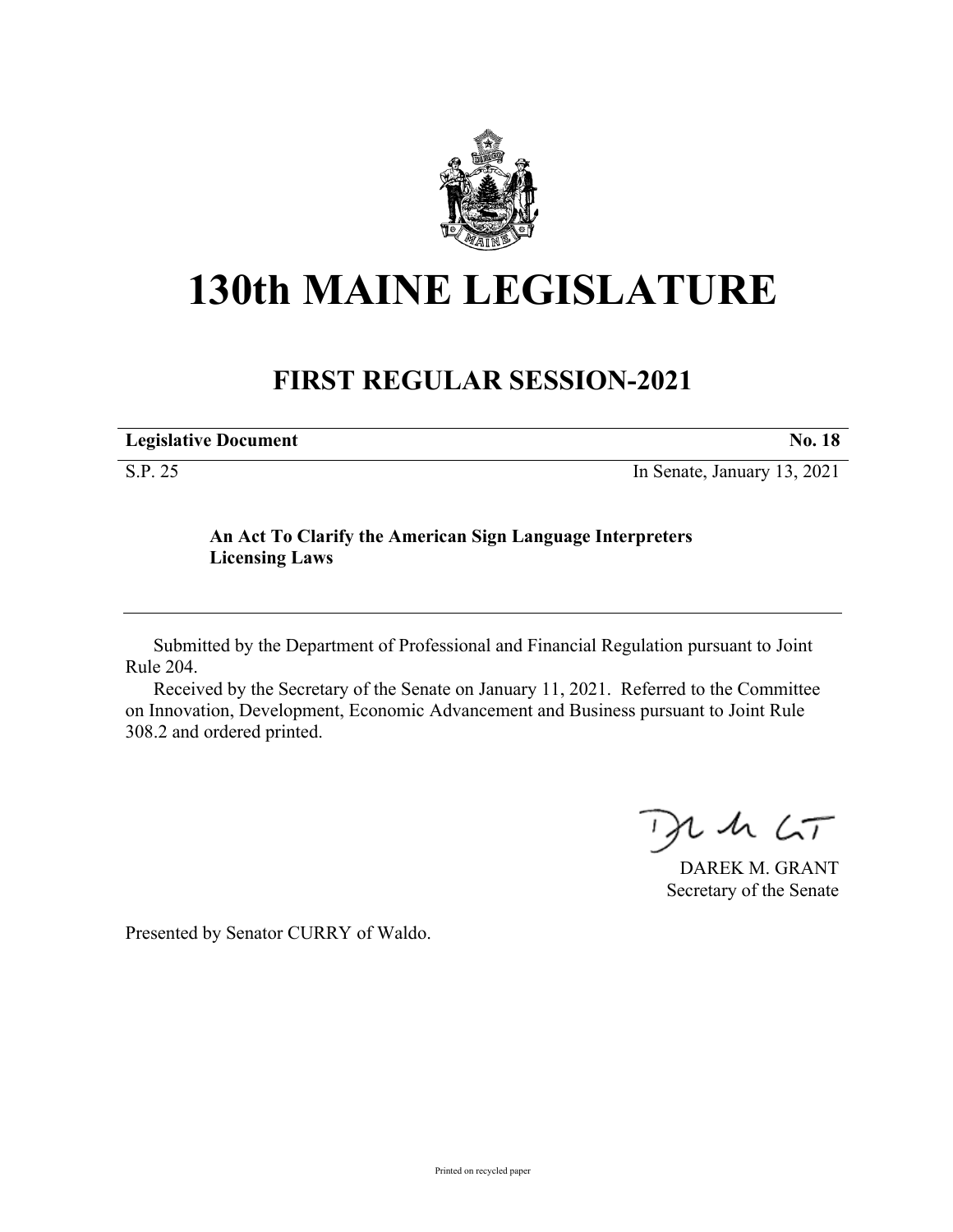# 130th MAINE LEGISLATURE

## FIRST REGULAR SESSION-2021

| **Legislative Document** | **No. 18** |
|---|---|
| S.P. 25 | In Senate, January 13, 2021 |

**An Act To Clarify the American Sign Language Interpreters Licensing Laws**

Submitted by the Department of Professional and Financial Regulation pursuant to Joint Rule 204.

Received by the Secretary of the Senate on January 11, 2021. Referred to the Committee on Innovation, Development, Economic Advancement and Business pursuant to Joint Rule 308.2 and ordered printed.

DAREK M. GRANT
Secretary of the Senate

Presented by Senator CURRY of Waldo.

Printed on recycled paper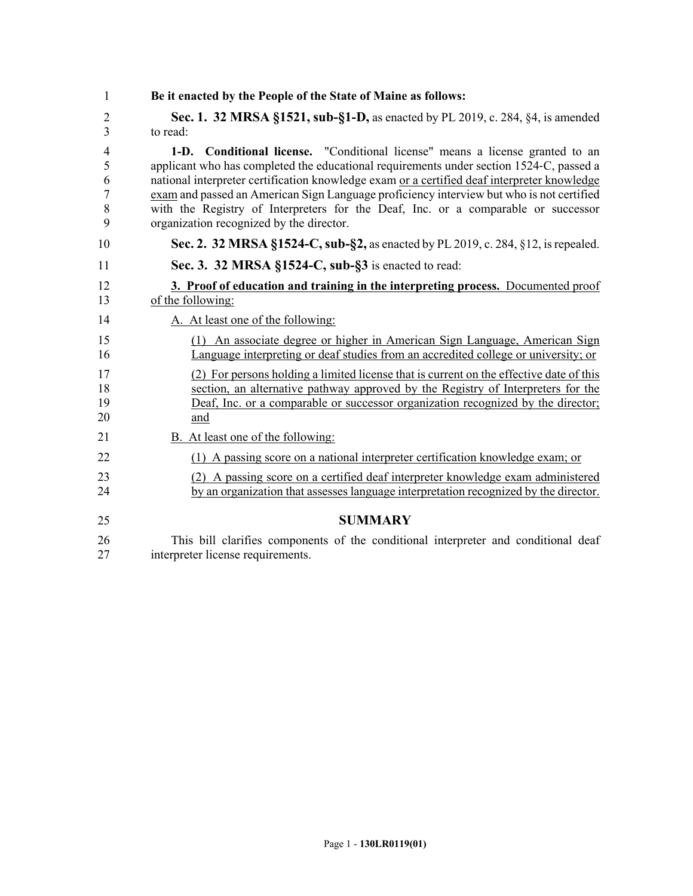**Be it enacted by the People of the State of Maine as follows:**

**Sec. 1. 32 MRSA §1521, sub-§1-D,** as enacted by PL 2019, c. 284, §4, is amended to read:

**1-D. Conditional license.** "Conditional license" means a license granted to an applicant who has completed the educational requirements under section 1524-C, passed a national interpreter certification knowledge exam <u>or a certified deaf interpreter knowledge exam</u> and passed an American Sign Language proficiency interview but who is not certified with the Registry of Interpreters for the Deaf, Inc. or a comparable or successor organization recognized by the director.

**Sec. 2. 32 MRSA §1524-C, sub-§2,** as enacted by PL 2019, c. 284, §12, is repealed.

**Sec. 3. 32 MRSA §1524-C, sub-§3** is enacted to read:

<u>**3. Proof of education and training in the interpreting process.** Documented proof of the following:</u>

<u>A. At least one of the following:</u>

<u>(1) An associate degree or higher in American Sign Language, American Sign Language interpreting or deaf studies from an accredited college or university; or</u>

<u>(2) For persons holding a limited license that is current on the effective date of this section, an alternative pathway approved by the Registry of Interpreters for the Deaf, Inc. or a comparable or successor organization recognized by the director; and</u>

<u>B. At least one of the following:</u>

<u>(1) A passing score on a national interpreter certification knowledge exam; or</u>

<u>(2) A passing score on a certified deaf interpreter knowledge exam administered by an organization that assesses language interpretation recognized by the director.</u>

## SUMMARY

This bill clarifies components of the conditional interpreter and conditional deaf interpreter license requirements.